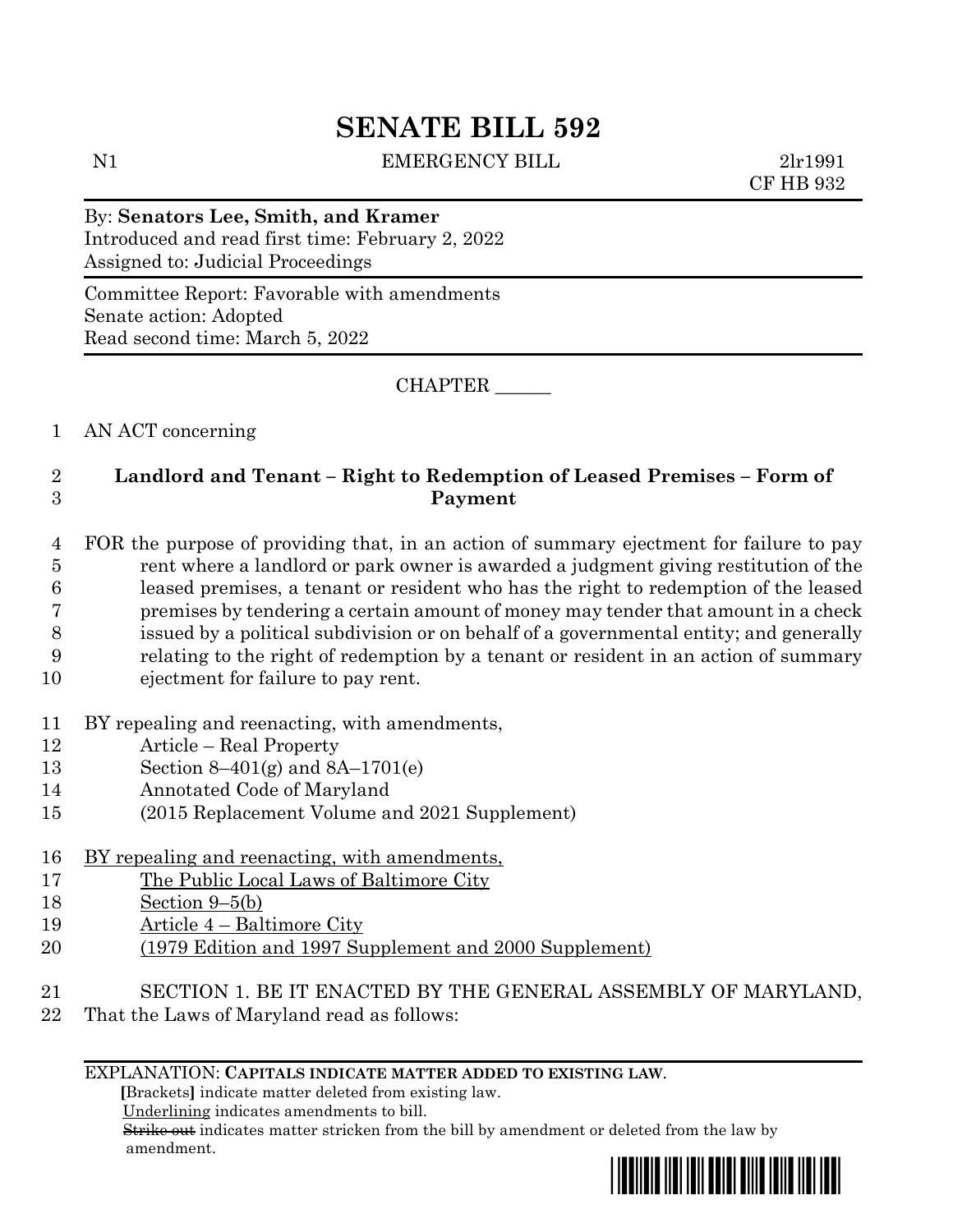# SENATE BILL 592

N1 EMERGENCY BILL 2lr1991
CF HB 932

By: **Senators Lee, Smith, and Kramer**
Introduced and read first time: February 2, 2022
Assigned to: Judicial Proceedings

Committee Report: Favorable with amendments
Senate action: Adopted
Read second time: March 5, 2022

CHAPTER ______

1 AN ACT concerning

2 **Landlord and Tenant – Right to Redemption of Leased Premises – Form of**
3 **Payment**

4 FOR the purpose of providing that, in an action of summary ejectment for failure to pay
5 rent where a landlord or park owner is awarded a judgment giving restitution of the
6 leased premises, a tenant or resident who has the right to redemption of the leased
7 premises by tendering a certain amount of money may tender that amount in a check
8 issued by a political subdivision or on behalf of a governmental entity; and generally
9 relating to the right of redemption by a tenant or resident in an action of summary
10 ejectment for failure to pay rent.

11 BY repealing and reenacting, with amendments,
12 Article – Real Property
13 Section 8–401(g) and 8A–1701(e)
14 Annotated Code of Maryland
15 (2015 Replacement Volume and 2021 Supplement)

16 BY repealing and reenacting, with amendments,
17 The Public Local Laws of Baltimore City
18 Section 9–5(b)
19 Article 4 – Baltimore City
20 (1979 Edition and 1997 Supplement and 2000 Supplement)

21 SECTION 1. BE IT ENACTED BY THE GENERAL ASSEMBLY OF MARYLAND,
22 That the Laws of Maryland read as follows:

EXPLANATION: **CAPITALS INDICATE MATTER ADDED TO EXISTING LAW.**
[Brackets] indicate matter deleted from existing law.
Underlining indicates amendments to bill.
~~Strike out~~ indicates matter stricken from the bill by amendment or deleted from the law by amendment.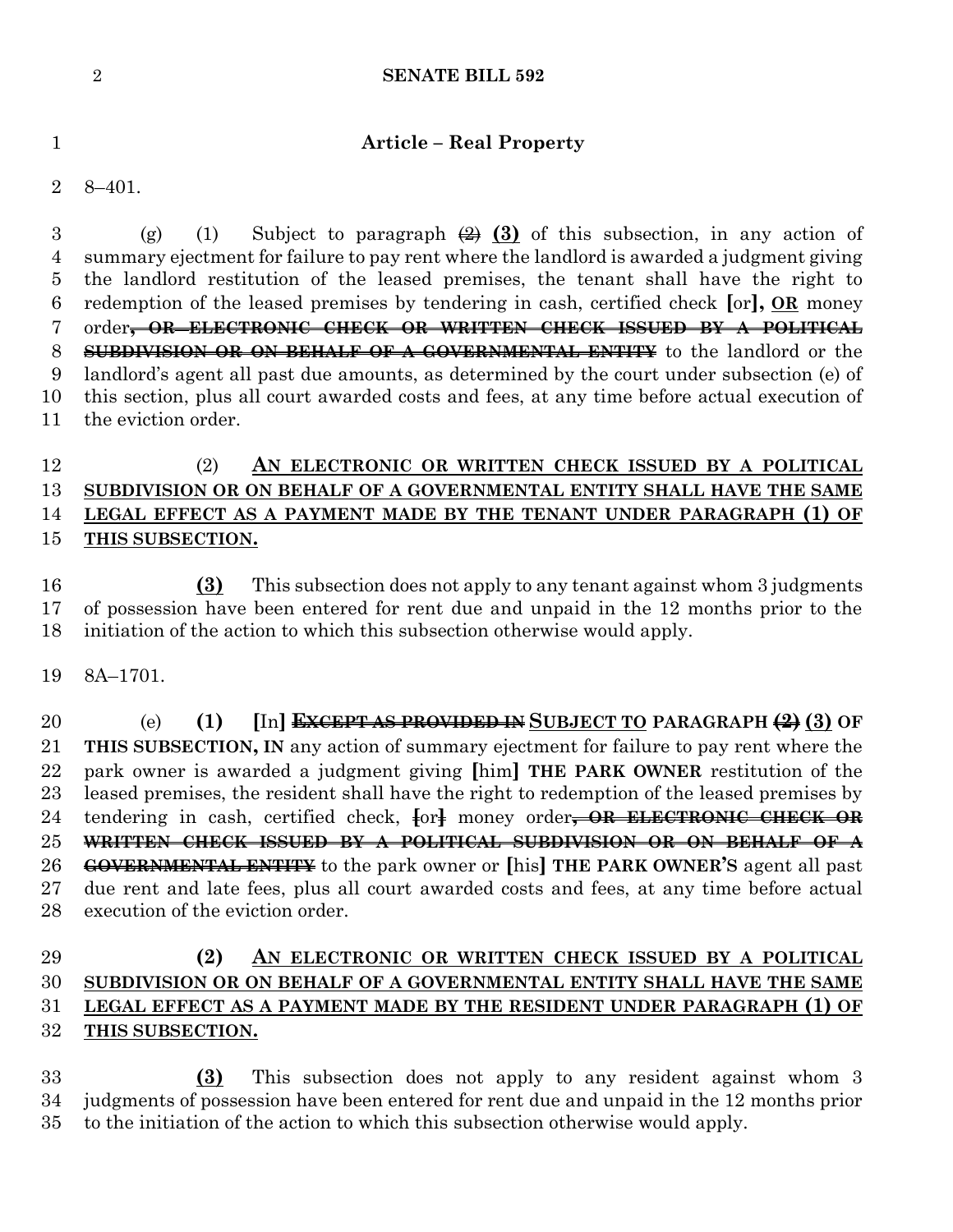## Article – Real Property

8–401.

(g) (1) Subject to paragraph ~~(2)~~ **(3)** of this subsection, in any action of summary ejectment for failure to pay rent where the landlord is awarded a judgment giving the landlord restitution of the leased premises, the tenant shall have the right to redemption of the leased premises by tendering in cash, certified check **[**or**], <u>OR</u>** money order~~**, OR ELECTRONIC CHECK OR WRITTEN CHECK ISSUED BY A POLITICAL SUBDIVISION OR ON BEHALF OF A GOVERNMENTAL ENTITY**~~ to the landlord or the landlord's agent all past due amounts, as determined by the court under subsection (e) of this section, plus all court awarded costs and fees, at any time before actual execution of the eviction order.

(2) <u>**AN ELECTRONIC OR WRITTEN CHECK ISSUED BY A POLITICAL SUBDIVISION OR ON BEHALF OF A GOVERNMENTAL ENTITY SHALL HAVE THE SAME LEGAL EFFECT AS A PAYMENT MADE BY THE TENANT UNDER PARAGRAPH (1) OF THIS SUBSECTION.**</u>

<u>**(3)**</u> This subsection does not apply to any tenant against whom 3 judgments of possession have been entered for rent due and unpaid in the 12 months prior to the initiation of the action to which this subsection otherwise would apply.

8A–1701.

(e) **(1) [**In**]** ~~**EXCEPT AS PROVIDED IN**~~ <u>**SUBJECT TO**</u> **PARAGRAPH** ~~**(2)**~~ **(3) OF THIS SUBSECTION, IN** any action of summary ejectment for failure to pay rent where the park owner is awarded a judgment giving **[**him**] THE PARK OWNER** restitution of the leased premises, the resident shall have the right to redemption of the leased premises by tendering in cash, certified check, ~~**[**or**]**~~ money order~~**, OR ELECTRONIC CHECK OR WRITTEN CHECK ISSUED BY A POLITICAL SUBDIVISION OR ON BEHALF OF A GOVERNMENTAL ENTITY**~~ to the park owner or **[**his**] THE PARK OWNER'S** agent all past due rent and late fees, plus all court awarded costs and fees, at any time before actual execution of the eviction order.

**(2)** <u>**AN ELECTRONIC OR WRITTEN CHECK ISSUED BY A POLITICAL SUBDIVISION OR ON BEHALF OF A GOVERNMENTAL ENTITY SHALL HAVE THE SAME LEGAL EFFECT AS A PAYMENT MADE BY THE RESIDENT UNDER PARAGRAPH (1) OF THIS SUBSECTION.**</u>

<u>**(3)**</u> This subsection does not apply to any resident against whom 3 judgments of possession have been entered for rent due and unpaid in the 12 months prior to the initiation of the action to which this subsection otherwise would apply.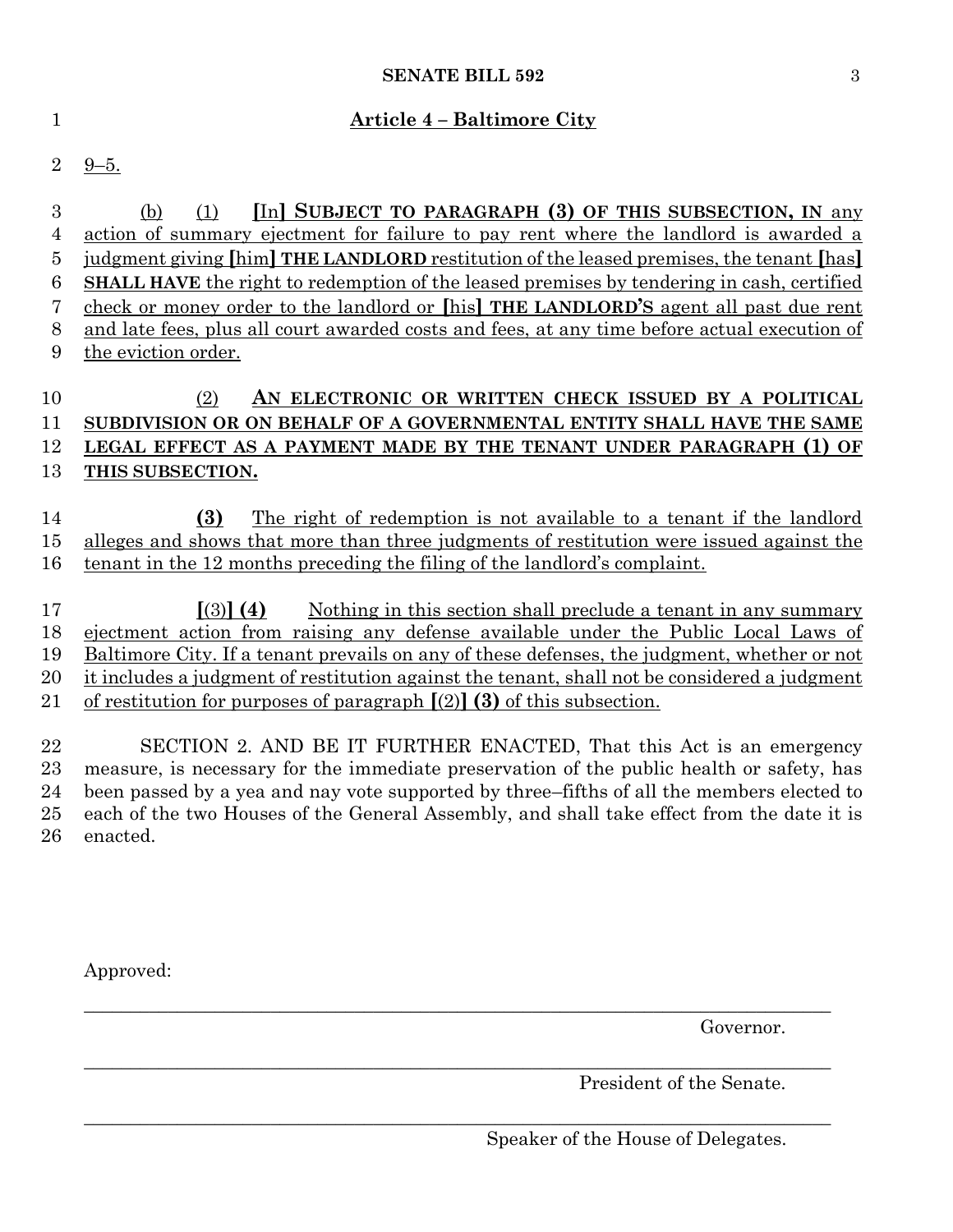**Article 4 – Baltimore City**

9–5.

(b) (1) [In] **SUBJECT TO PARAGRAPH (3) OF THIS SUBSECTION, IN** any action of summary ejectment for failure to pay rent where the landlord is awarded a judgment giving [him] **THE LANDLORD** restitution of the leased premises, the tenant [has] **SHALL HAVE** the right to redemption of the leased premises by tendering in cash, certified check or money order to the landlord or [his] **THE LANDLORD'S** agent all past due rent and late fees, plus all court awarded costs and fees, at any time before actual execution of the eviction order.

(2) **AN ELECTRONIC OR WRITTEN CHECK ISSUED BY A POLITICAL SUBDIVISION OR ON BEHALF OF A GOVERNMENTAL ENTITY SHALL HAVE THE SAME LEGAL EFFECT AS A PAYMENT MADE BY THE TENANT UNDER PARAGRAPH (1) OF THIS SUBSECTION.**

**(3)** The right of redemption is not available to a tenant if the landlord alleges and shows that more than three judgments of restitution were issued against the tenant in the 12 months preceding the filing of the landlord's complaint.

[(3)] **(4)** Nothing in this section shall preclude a tenant in any summary ejectment action from raising any defense available under the Public Local Laws of Baltimore City. If a tenant prevails on any of these defenses, the judgment, whether or not it includes a judgment of restitution against the tenant, shall not be considered a judgment of restitution for purposes of paragraph [(2)] **(3)** of this subsection.

SECTION 2. AND BE IT FURTHER ENACTED, That this Act is an emergency measure, is necessary for the immediate preservation of the public health or safety, has been passed by a yea and nay vote supported by three–fifths of all the members elected to each of the two Houses of the General Assembly, and shall take effect from the date it is enacted.

Approved:

\_\_\_\_\_\_\_\_\_\_\_\_\_\_\_\_\_\_\_\_\_\_\_\_\_\_\_\_\_\_\_\_\_\_\_\_\_\_\_\_\_\_\_\_\_\_\_\_\_\_\_\_\_\_\_\_\_\_\_\_

Governor.

\_\_\_\_\_\_\_\_\_\_\_\_\_\_\_\_\_\_\_\_\_\_\_\_\_\_\_\_\_\_\_\_\_\_\_\_\_\_\_\_\_\_\_\_\_\_\_\_\_\_\_\_\_\_\_\_\_\_\_\_

President of the Senate.

\_\_\_\_\_\_\_\_\_\_\_\_\_\_\_\_\_\_\_\_\_\_\_\_\_\_\_\_\_\_\_\_\_\_\_\_\_\_\_\_\_\_\_\_\_\_\_\_\_\_\_\_\_\_\_\_\_\_\_\_

Speaker of the House of Delegates.